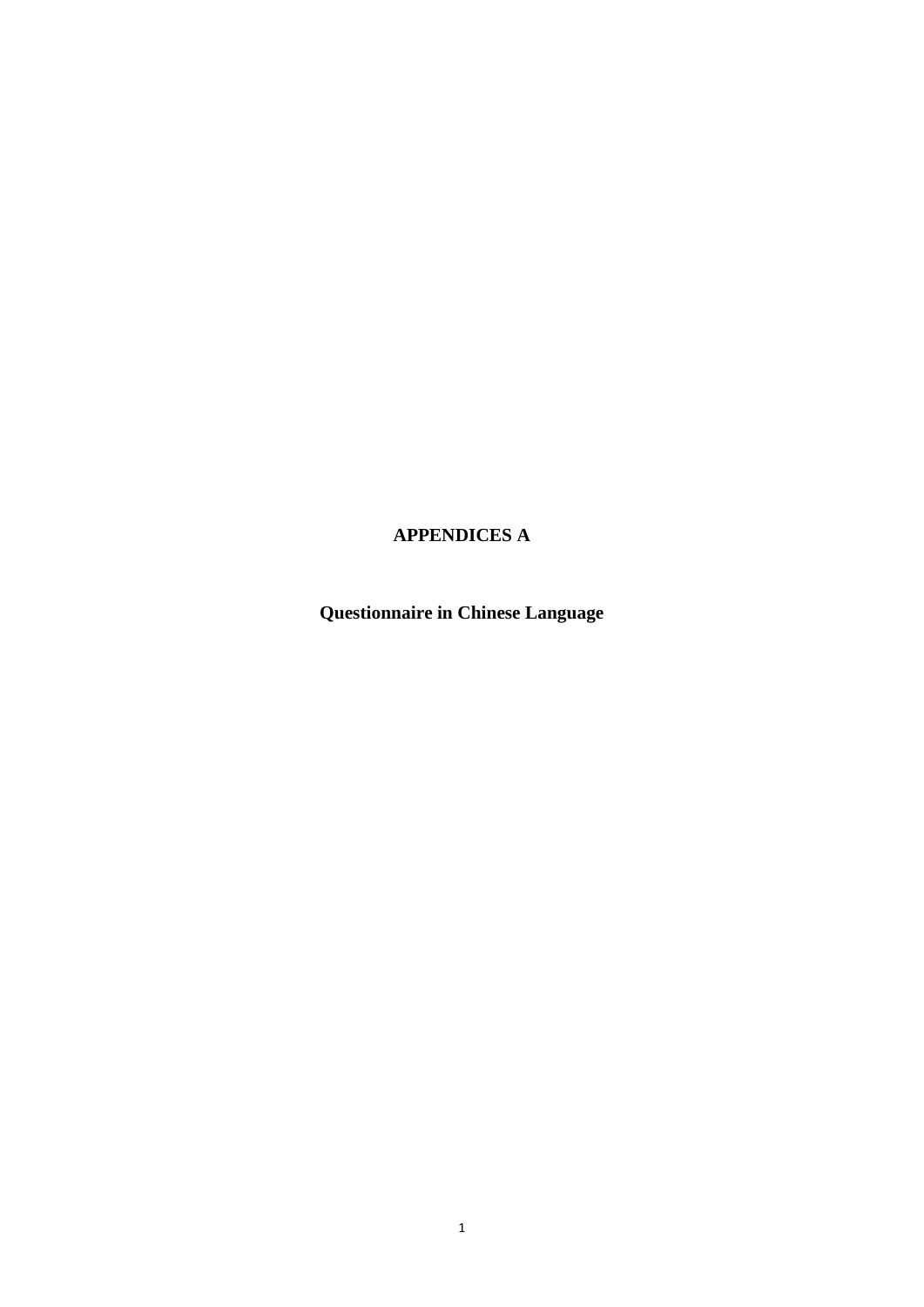# APPENDICES A

## Questionnaire in Chinese Language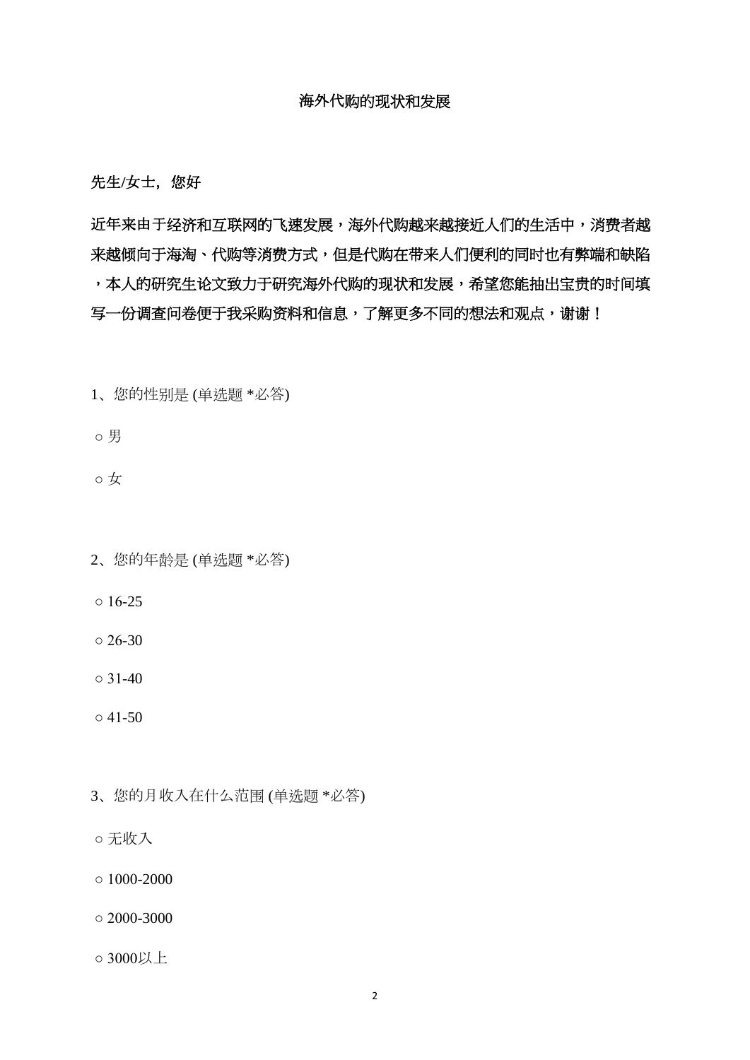# 海外代购的现状和发展

**先生/女士，您好**

**近年来由于经济和互联网的飞速发展，海外代购越来越接近人们的生活中，消费者越来越倾向于海淘、代购等消费方式，但是代购在带来人们便利的同时也有弊端和缺陷，本人的研究生论文致力于研究海外代购的现状和发展，希望您能抽出宝贵的时间填写一份调查问卷便于我采购资料和信息，了解更多不同的想法和观点，谢谢！**

1、您的性别是 (单选题 *必答)

○ 男

○ 女

2、您的年龄是 (单选题 *必答)

○ 16-25

○ 26-30

○ 31-40

○ 41-50

3、您的月收入在什么范围 (单选题 *必答)

○ 无收入

○ 1000-2000

○ 2000-3000

○ 3000以上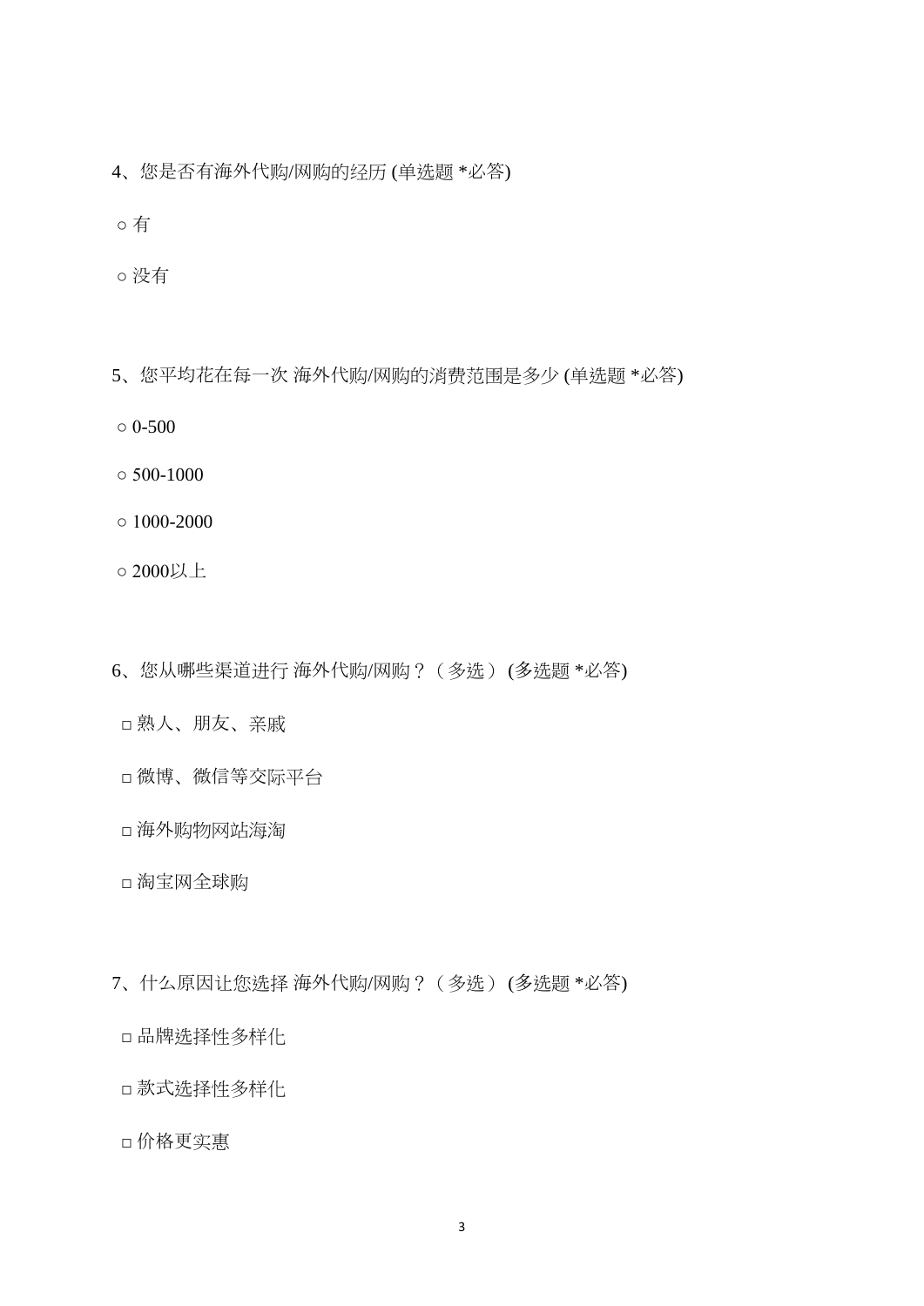4、您是否有海外代购/网购的经历 (单选题 *必答)

○ 有

○ 没有

5、您平均花在每一次 海外代购/网购的消费范围是多少 (单选题 *必答)

○ 0-500

○ 500-1000

○ 1000-2000

○ 2000以上

6、您从哪些渠道进行 海外代购/网购？（多选） (多选题 *必答)

□ 熟人、朋友、亲戚

□ 微博、微信等交际平台

□ 海外购物网站海淘

□ 淘宝网全球购

7、什么原因让您选择 海外代购/网购？（多选） (多选题 *必答)

□ 品牌选择性多样化

□ 款式选择性多样化

□ 价格更实惠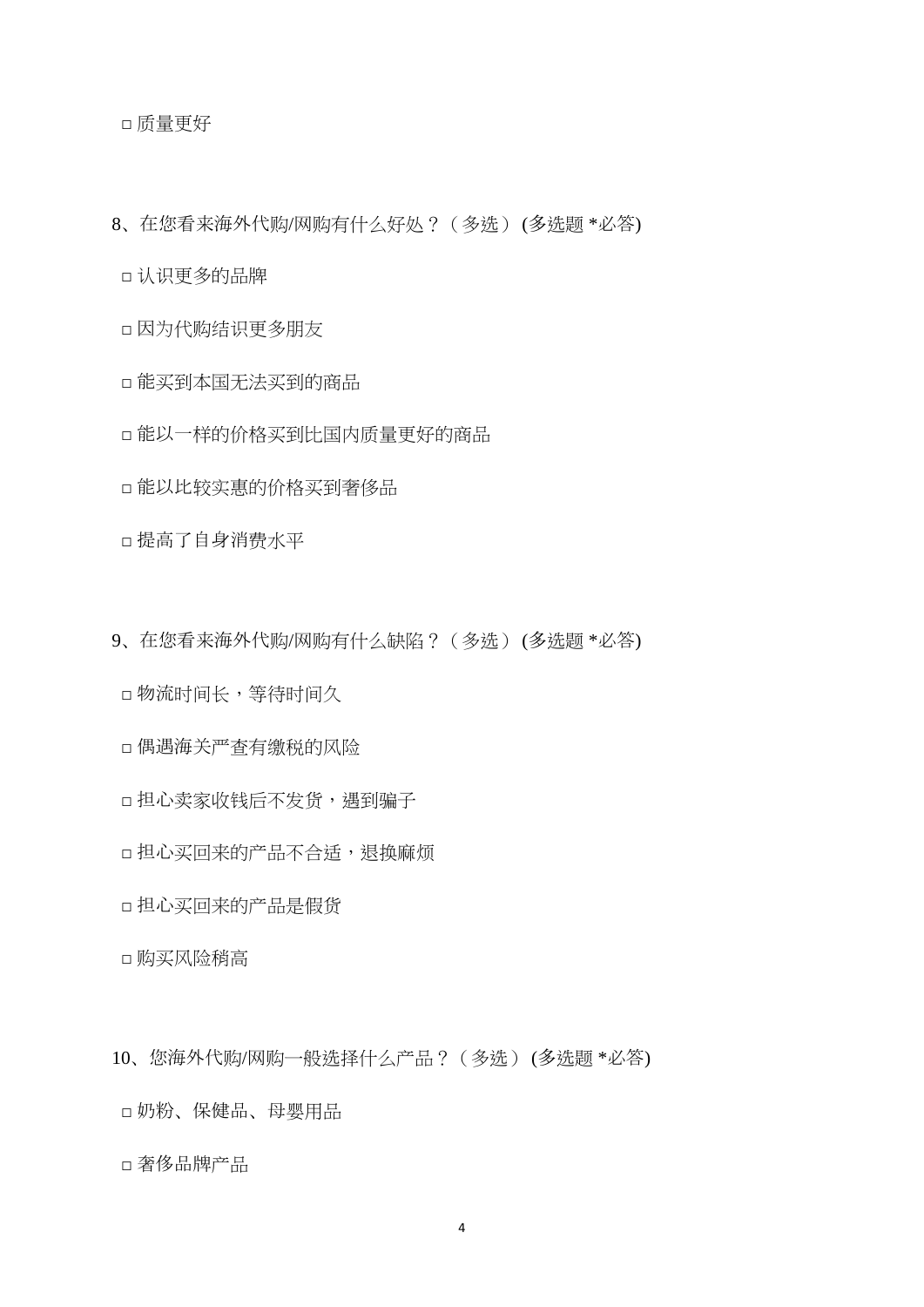□ 质量更好

8、在您看来海外代购/网购有什么好处？（多选） (多选题 *必答)

□ 认识更多的品牌

□ 因为代购结识更多朋友

□ 能买到本国无法买到的商品

□ 能以一样的价格买到比国内质量更好的商品

□ 能以比较实惠的价格买到奢侈品

□ 提高了自身消费水平

9、在您看来海外代购/网购有什么缺陷？（多选） (多选题 *必答)

□ 物流时间长，等待时间久

□ 偶遇海关严查有缴税的风险

□ 担心卖家收钱后不发货，遇到骗子

□ 担心买回来的产品不合适，退换麻烦

□ 担心买回来的产品是假货

□ 购买风险稍高

10、您海外代购/网购一般选择什么产品？（多选） (多选题 *必答)

□ 奶粉、保健品、母婴用品

□ 奢侈品牌产品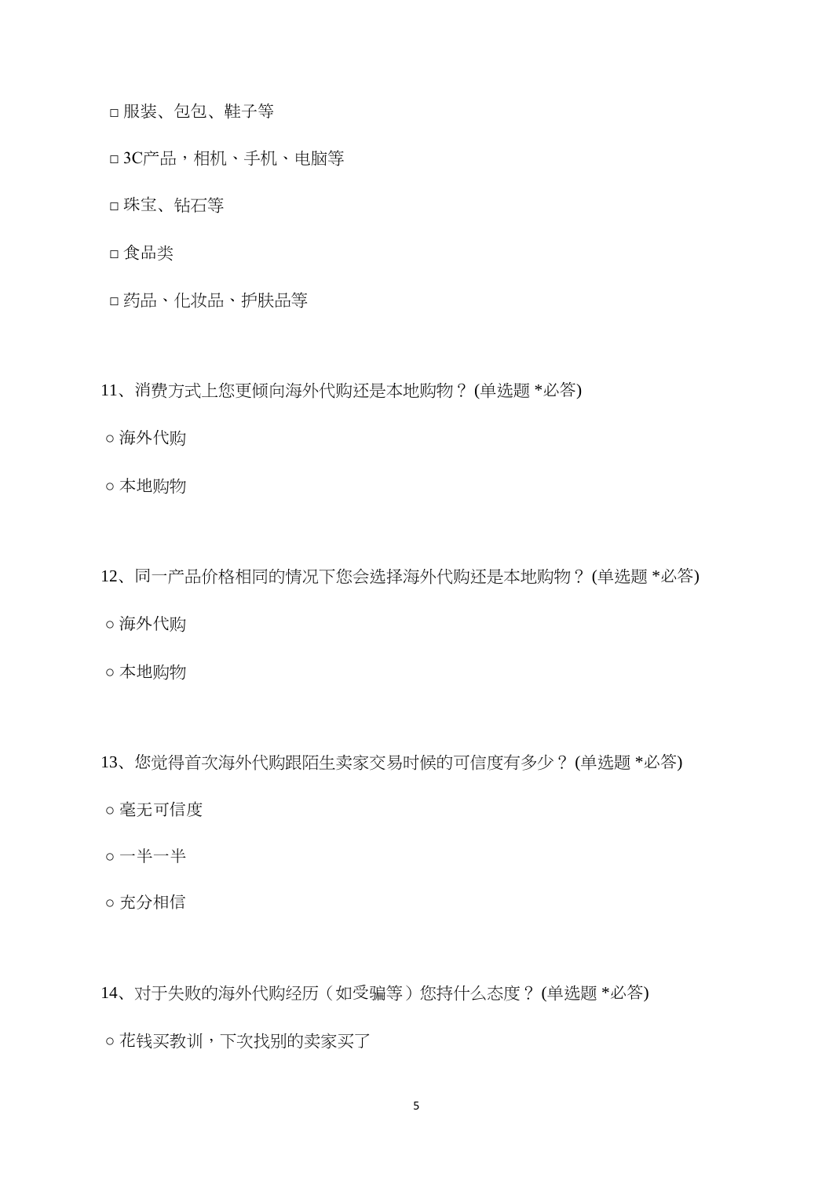□ 服装、包包、鞋子等

□ 3C产品，相机、手机、电脑等

□ 珠宝、钻石等

□ 食品类

□ 药品、化妆品、护肤品等

11、消费方式上您更倾向海外代购还是本地购物？ (单选题 *必答)

○ 海外代购

○ 本地购物

12、同一产品价格相同的情况下您会选择海外代购还是本地购物？ (单选题 *必答)

○ 海外代购

○ 本地购物

13、您觉得首次海外代购跟陌生卖家交易时候的可信度有多少？ (单选题 *必答)

○ 毫无可信度

○ 一半一半

○ 充分相信

14、对于失败的海外代购经历（如受骗等）您持什么态度？ (单选题 *必答)

○ 花钱买教训，下次找别的卖家买了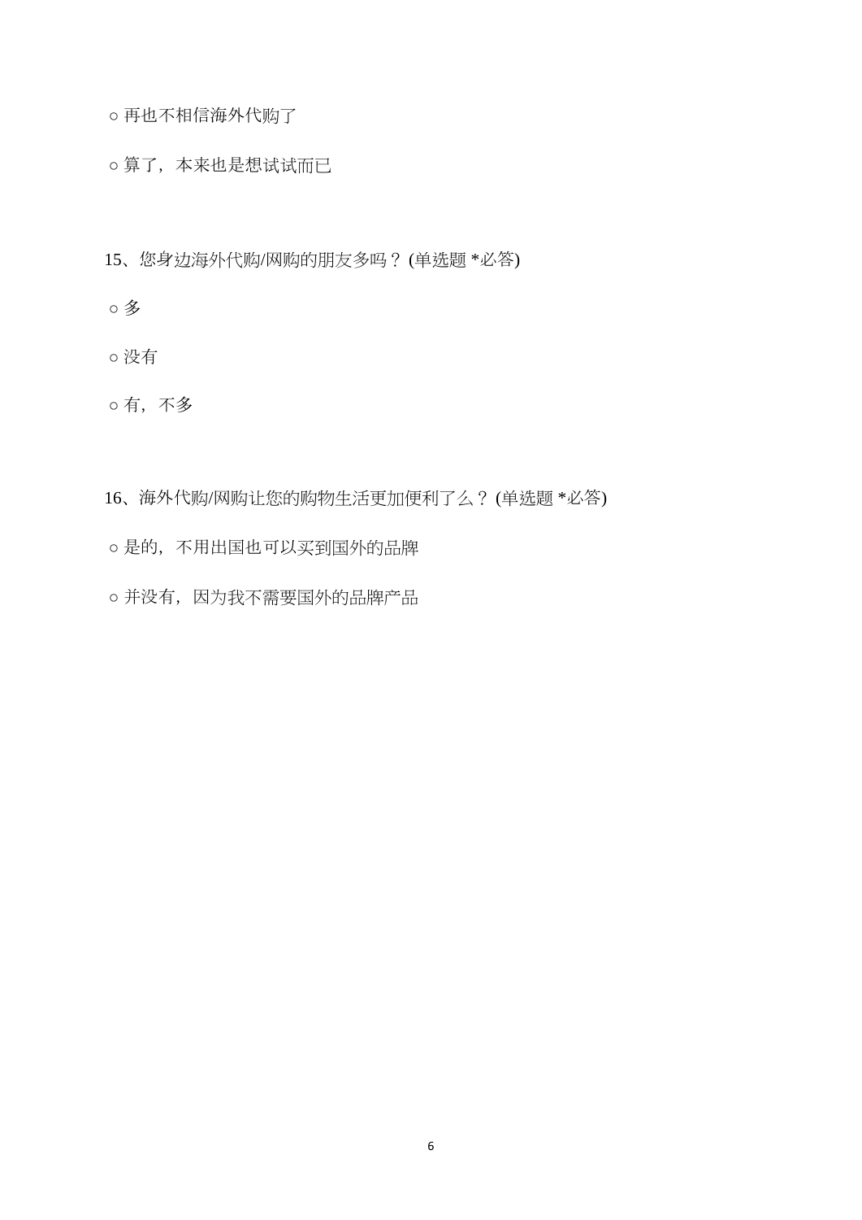○ 再也不相信海外代购了

○ 算了，本来也是想试试而已

15、您身边海外代购/网购的朋友多吗？ (单选题 *必答)

○ 多

○ 没有

○ 有，不多

16、海外代购/网购让您的购物生活更加便利了么？ (单选题 *必答)

○ 是的，不用出国也可以买到国外的品牌

○ 并没有，因为我不需要国外的品牌产品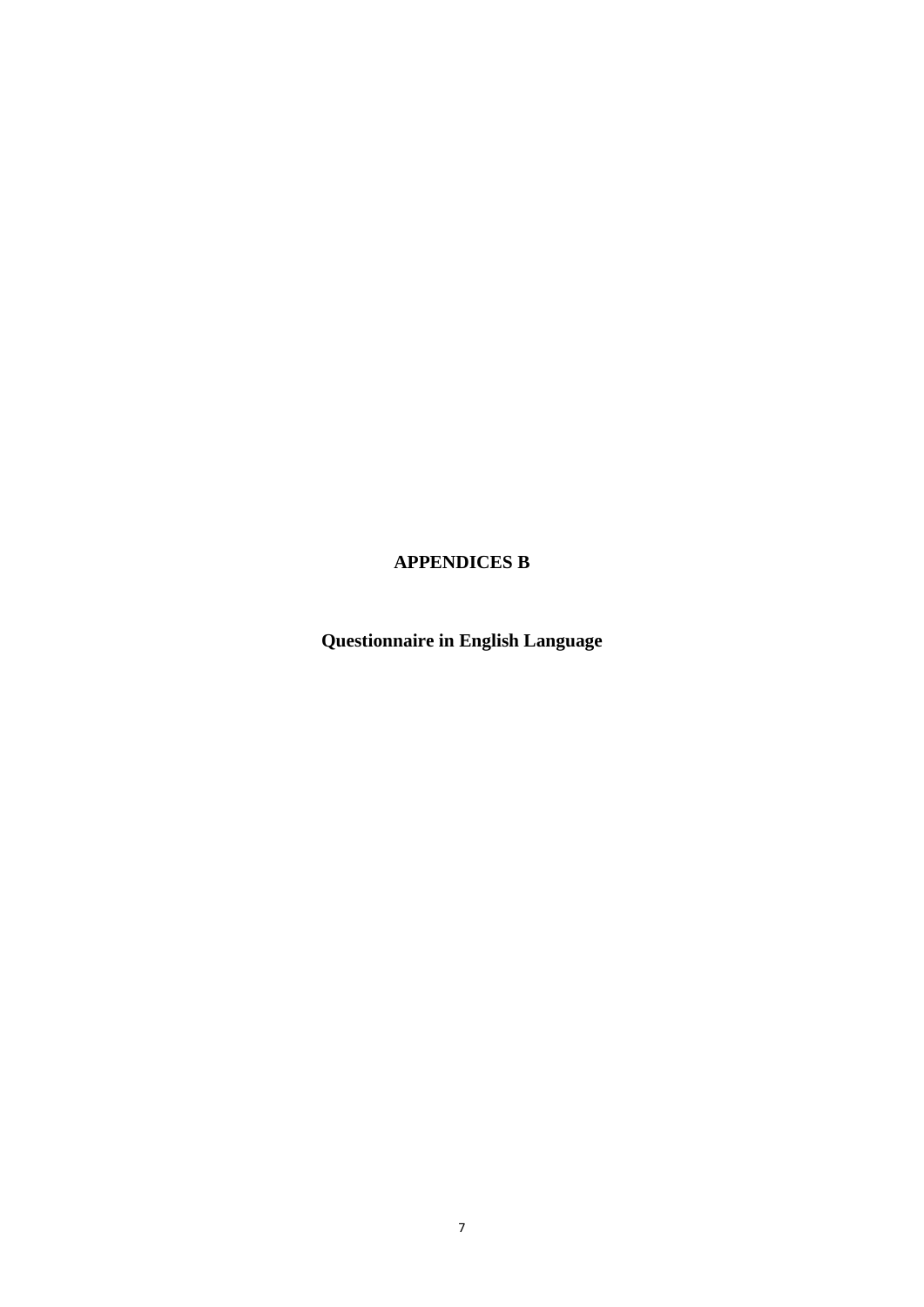# APPENDICES B

## Questionnaire in English Language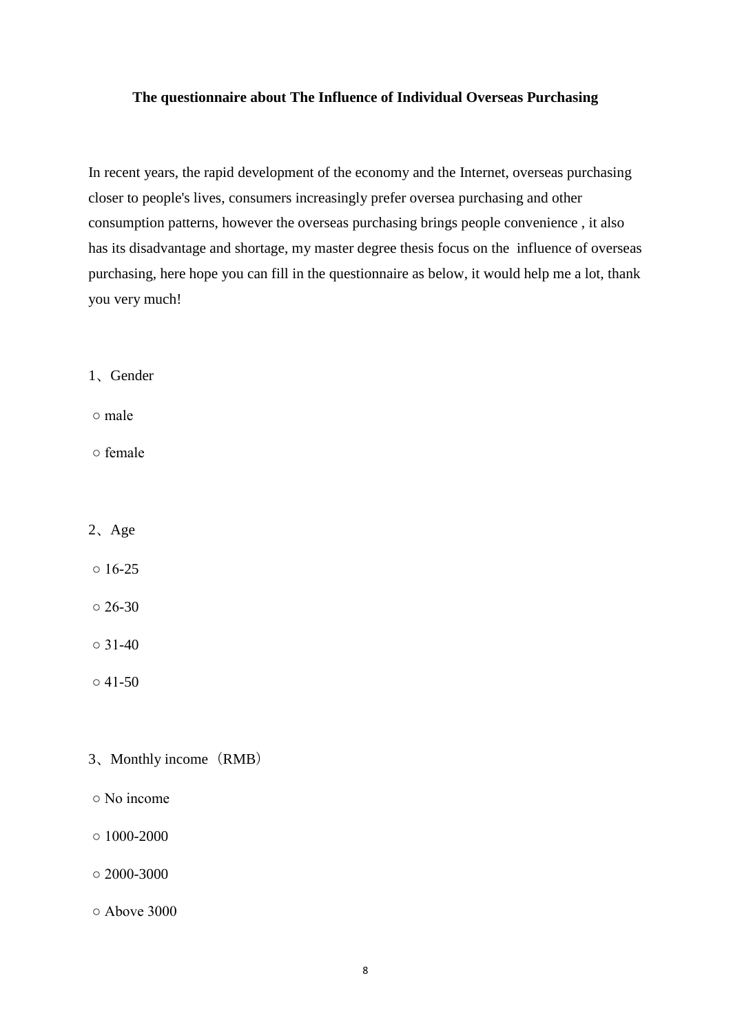**The questionnaire about The Influence of Individual Overseas Purchasing**

In recent years, the rapid development of the economy and the Internet, overseas purchasing closer to people's lives, consumers increasingly prefer oversea purchasing and other consumption patterns, however the overseas purchasing brings people convenience , it also has its disadvantage and shortage, my master degree thesis focus on the influence of overseas purchasing, here hope you can fill in the questionnaire as below, it would help me a lot, thank you very much!

1、Gender

○ male

○ female

2、Age

○ 16-25

○ 26-30

○ 31-40

○ 41-50

3、Monthly income（RMB）

○ No income

○ 1000-2000

○ 2000-3000

○ Above 3000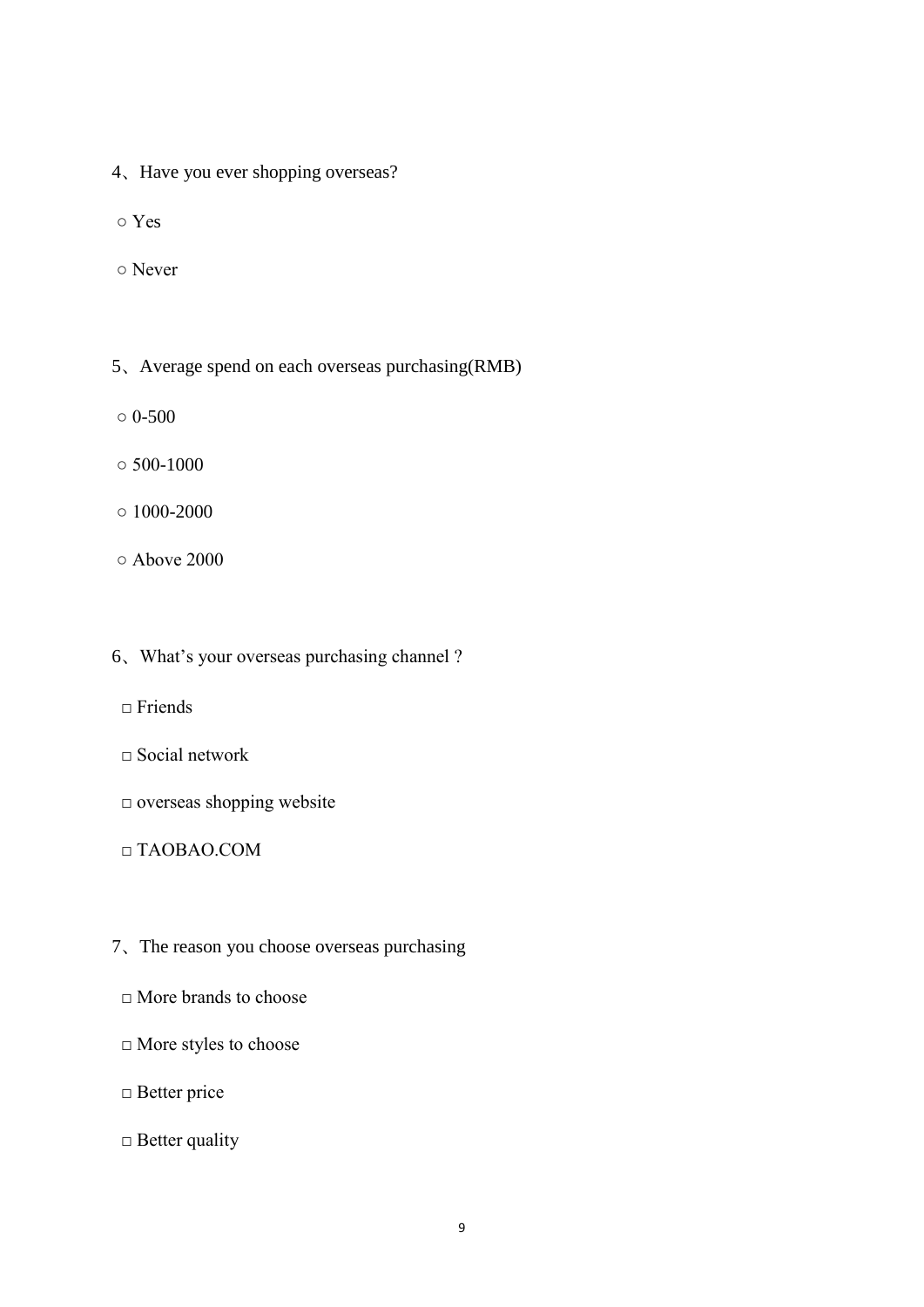4、Have you ever shopping overseas?

○ Yes

○ Never

5、Average spend on each overseas purchasing(RMB)

○ 0-500

○ 500-1000

○ 1000-2000

○ Above 2000

6、What's your overseas purchasing channel ?

□ Friends

□ Social network

□ overseas shopping website

□ TAOBAO.COM

7、The reason you choose overseas purchasing

□ More brands to choose

□ More styles to choose

□ Better price

□ Better quality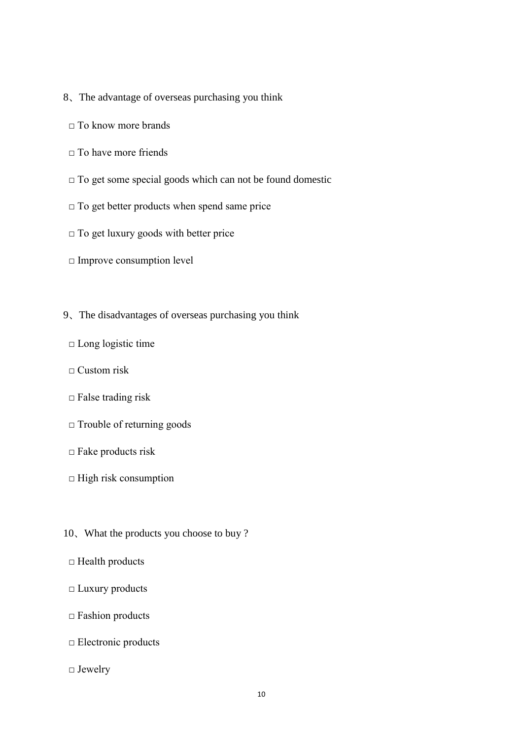8、The advantage of overseas purchasing you think

□ To know more brands

□ To have more friends

□ To get some special goods which can not be found domestic

□ To get better products when spend same price

□ To get luxury goods with better price

□ Improve consumption level

9、The disadvantages of overseas purchasing you think

□ Long logistic time

□ Custom risk

□ False trading risk

□ Trouble of returning goods

□ Fake products risk

□ High risk consumption

10、What the products you choose to buy ?

□ Health products

□ Luxury products

□ Fashion products

□ Electronic products

□ Jewelry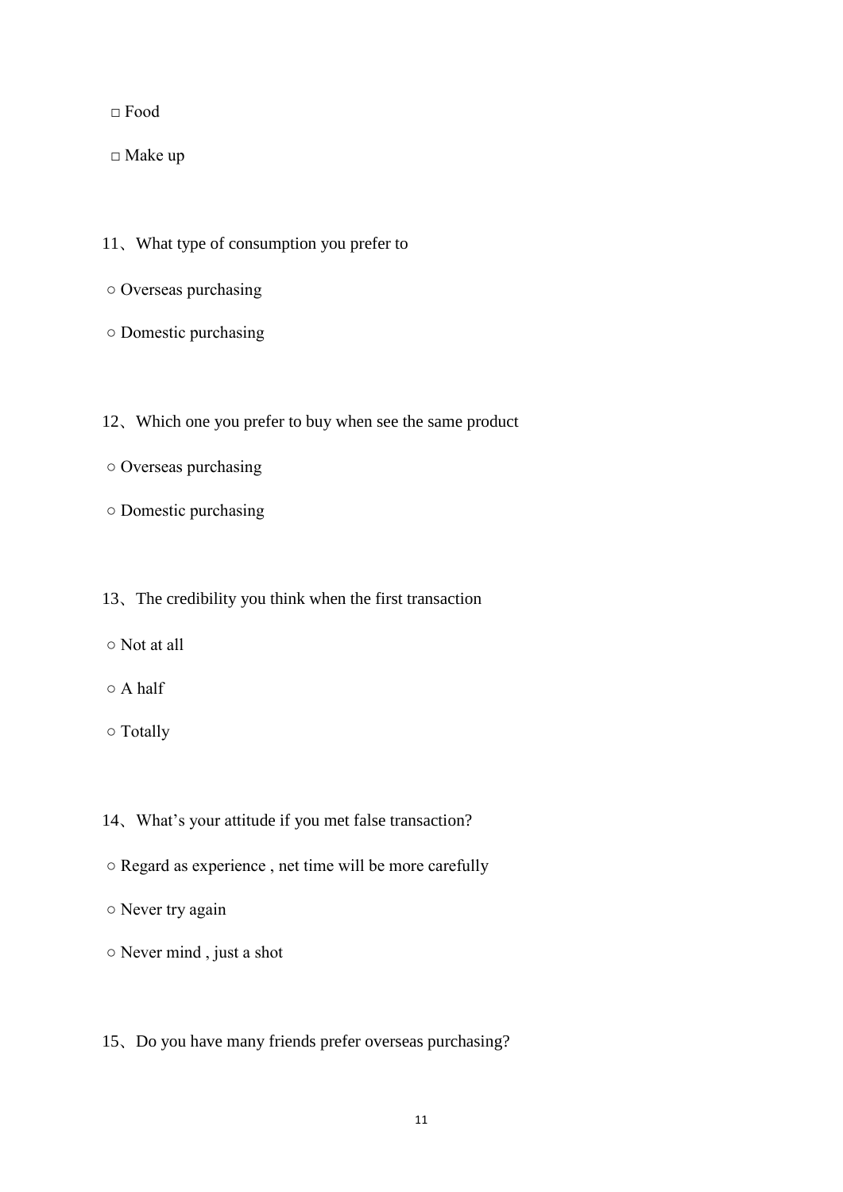□ Food

□ Make up

11、What type of consumption you prefer to

○ Overseas purchasing

○ Domestic purchasing

12、Which one you prefer to buy when see the same product

○ Overseas purchasing

○ Domestic purchasing

13、The credibility you think when the first transaction

○ Not at all

○ A half

○ Totally

14、What's your attitude if you met false transaction?

○ Regard as experience , net time will be more carefully

○ Never try again

○ Never mind , just a shot

15、Do you have many friends prefer overseas purchasing?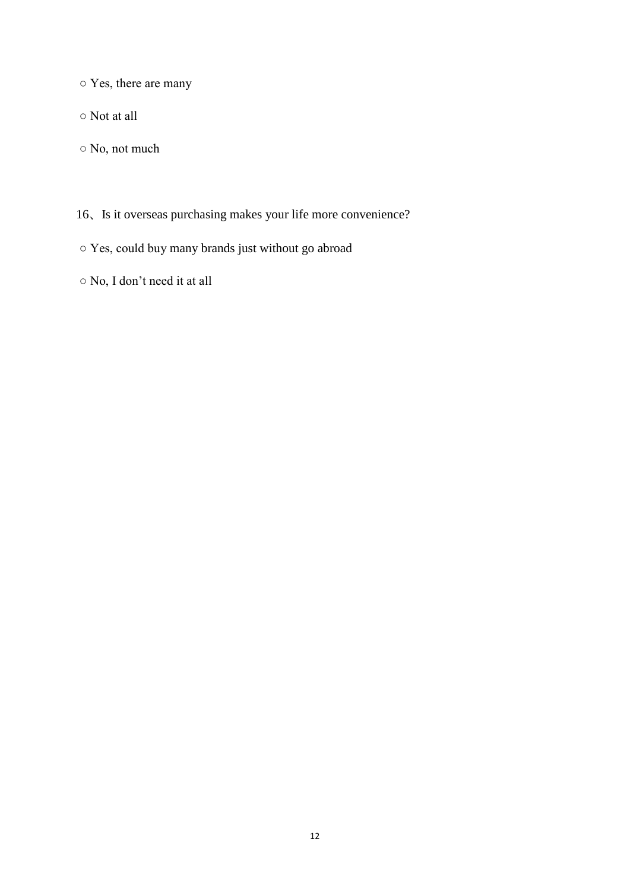○ Yes, there are many

○ Not at all

○ No, not much

16、Is it overseas purchasing makes your life more convenience?

○ Yes, could buy many brands just without go abroad

○ No, I don’t need it at all